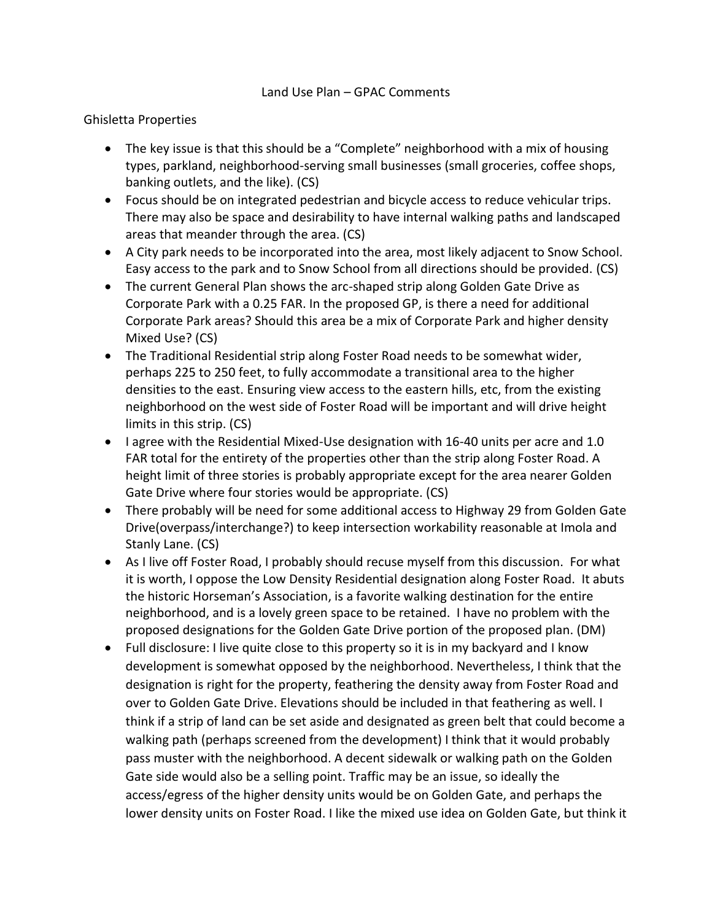# Land Use Plan – GPAC Comments

## Ghisletta Properties

- The key issue is that this should be a "Complete" neighborhood with a mix of housing types, parkland, neighborhood-serving small businesses (small groceries, coffee shops, banking outlets, and the like). (CS)
- Focus should be on integrated pedestrian and bicycle access to reduce vehicular trips. There may also be space and desirability to have internal walking paths and landscaped areas that meander through the area. (CS)
- A City park needs to be incorporated into the area, most likely adjacent to Snow School. Easy access to the park and to Snow School from all directions should be provided. (CS)
- The current General Plan shows the arc-shaped strip along Golden Gate Drive as Corporate Park with a 0.25 FAR. In the proposed GP, is there a need for additional Corporate Park areas? Should this area be a mix of Corporate Park and higher density Mixed Use? (CS)
- The Traditional Residential strip along Foster Road needs to be somewhat wider, perhaps 225 to 250 feet, to fully accommodate a transitional area to the higher densities to the east. Ensuring view access to the eastern hills, etc, from the existing neighborhood on the west side of Foster Road will be important and will drive height limits in this strip. (CS)
- I agree with the Residential Mixed-Use designation with 16-40 units per acre and 1.0 FAR total for the entirety of the properties other than the strip along Foster Road. A height limit of three stories is probably appropriate except for the area nearer Golden Gate Drive where four stories would be appropriate. (CS)
- There probably will be need for some additional access to Highway 29 from Golden Gate Drive(overpass/interchange?) to keep intersection workability reasonable at Imola and Stanly Lane. (CS)
- As I live off Foster Road, I probably should recuse myself from this discussion. For what it is worth, I oppose the Low Density Residential designation along Foster Road. It abuts the historic Horseman's Association, is a favorite walking destination for the entire neighborhood, and is a lovely green space to be retained. I have no problem with the proposed designations for the Golden Gate Drive portion of the proposed plan. (DM)
- Full disclosure: I live quite close to this property so it is in my backyard and I know development is somewhat opposed by the neighborhood. Nevertheless, I think that the designation is right for the property, feathering the density away from Foster Road and over to Golden Gate Drive. Elevations should be included in that feathering as well. I think if a strip of land can be set aside and designated as green belt that could become a walking path (perhaps screened from the development) I think that it would probably pass muster with the neighborhood. A decent sidewalk or walking path on the Golden Gate side would also be a selling point. Traffic may be an issue, so ideally the access/egress of the higher density units would be on Golden Gate, and perhaps the lower density units on Foster Road. I like the mixed use idea on Golden Gate, but think it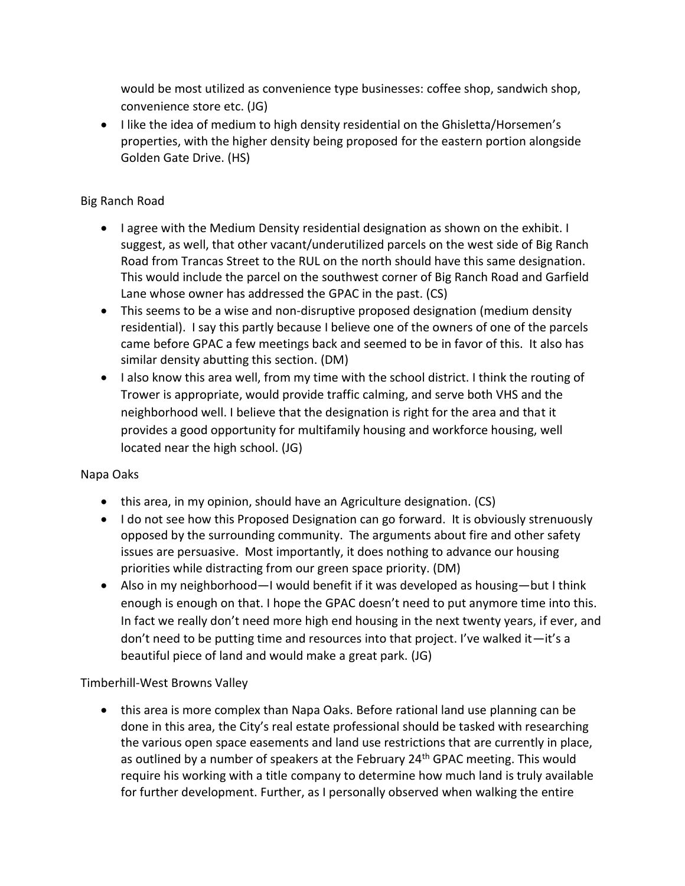would be most utilized as convenience type businesses: coffee shop, sandwich shop, convenience store etc. (JG)

- I like the idea of medium to high density residential on the Ghisletta/Horsemen's properties, with the higher density being proposed for the eastern portion alongside Golden Gate Drive. (HS)

Big Ranch Road

- I agree with the Medium Density residential designation as shown on the exhibit. I suggest, as well, that other vacant/underutilized parcels on the west side of Big Ranch Road from Trancas Street to the RUL on the north should have this same designation. This would include the parcel on the southwest corner of Big Ranch Road and Garfield Lane whose owner has addressed the GPAC in the past. (CS)
- This seems to be a wise and non-disruptive proposed designation (medium density residential). I say this partly because I believe one of the owners of one of the parcels came before GPAC a few meetings back and seemed to be in favor of this. It also has similar density abutting this section. (DM)
- I also know this area well, from my time with the school district. I think the routing of Trower is appropriate, would provide traffic calming, and serve both VHS and the neighborhood well. I believe that the designation is right for the area and that it provides a good opportunity for multifamily housing and workforce housing, well located near the high school. (JG)

Napa Oaks

- this area, in my opinion, should have an Agriculture designation. (CS)
- I do not see how this Proposed Designation can go forward. It is obviously strenuously opposed by the surrounding community. The arguments about fire and other safety issues are persuasive. Most importantly, it does nothing to advance our housing priorities while distracting from our green space priority. (DM)
- Also in my neighborhood—I would benefit if it was developed as housing—but I think enough is enough on that. I hope the GPAC doesn't need to put anymore time into this. In fact we really don't need more high end housing in the next twenty years, if ever, and don't need to be putting time and resources into that project. I've walked it—it's a beautiful piece of land and would make a great park. (JG)

Timberhill-West Browns Valley

- this area is more complex than Napa Oaks. Before rational land use planning can be done in this area, the City's real estate professional should be tasked with researching the various open space easements and land use restrictions that are currently in place, as outlined by a number of speakers at the February 24th GPAC meeting. This would require his working with a title company to determine how much land is truly available for further development. Further, as I personally observed when walking the entire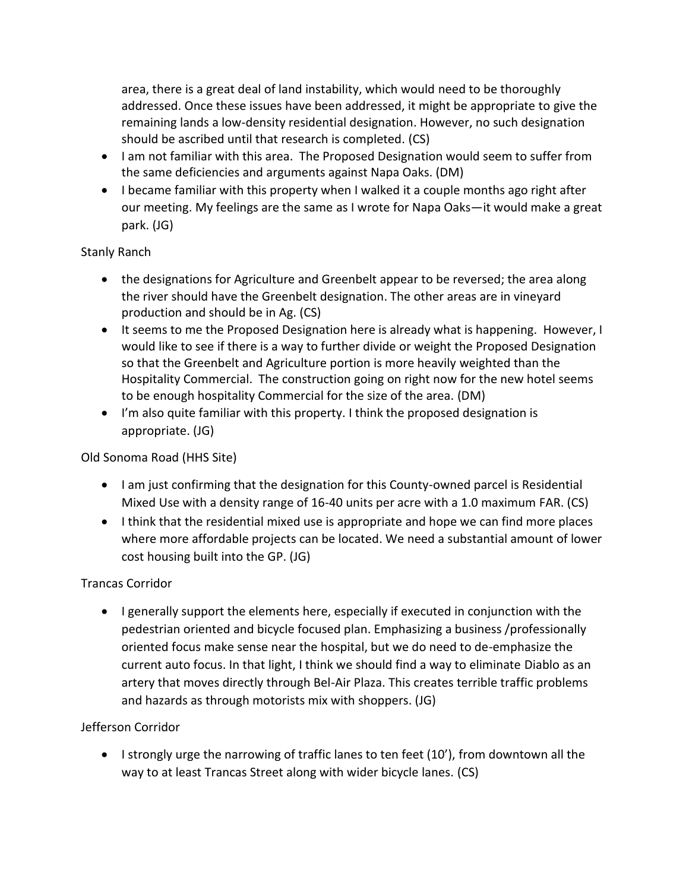area, there is a great deal of land instability, which would need to be thoroughly addressed. Once these issues have been addressed, it might be appropriate to give the remaining lands a low-density residential designation. However, no such designation should be ascribed until that research is completed. (CS)

- I am not familiar with this area. The Proposed Designation would seem to suffer from the same deficiencies and arguments against Napa Oaks. (DM)
- I became familiar with this property when I walked it a couple months ago right after our meeting. My feelings are the same as I wrote for Napa Oaks—it would make a great park. (JG)

Stanly Ranch

- the designations for Agriculture and Greenbelt appear to be reversed; the area along the river should have the Greenbelt designation. The other areas are in vineyard production and should be in Ag. (CS)
- It seems to me the Proposed Designation here is already what is happening. However, I would like to see if there is a way to further divide or weight the Proposed Designation so that the Greenbelt and Agriculture portion is more heavily weighted than the Hospitality Commercial. The construction going on right now for the new hotel seems to be enough hospitality Commercial for the size of the area. (DM)
- I'm also quite familiar with this property. I think the proposed designation is appropriate. (JG)

Old Sonoma Road (HHS Site)

- I am just confirming that the designation for this County-owned parcel is Residential Mixed Use with a density range of 16-40 units per acre with a 1.0 maximum FAR. (CS)
- I think that the residential mixed use is appropriate and hope we can find more places where more affordable projects can be located. We need a substantial amount of lower cost housing built into the GP. (JG)

Trancas Corridor

- I generally support the elements here, especially if executed in conjunction with the pedestrian oriented and bicycle focused plan. Emphasizing a business /professionally oriented focus make sense near the hospital, but we do need to de-emphasize the current auto focus. In that light, I think we should find a way to eliminate Diablo as an artery that moves directly through Bel-Air Plaza. This creates terrible traffic problems and hazards as through motorists mix with shoppers. (JG)

Jefferson Corridor

- I strongly urge the narrowing of traffic lanes to ten feet (10'), from downtown all the way to at least Trancas Street along with wider bicycle lanes. (CS)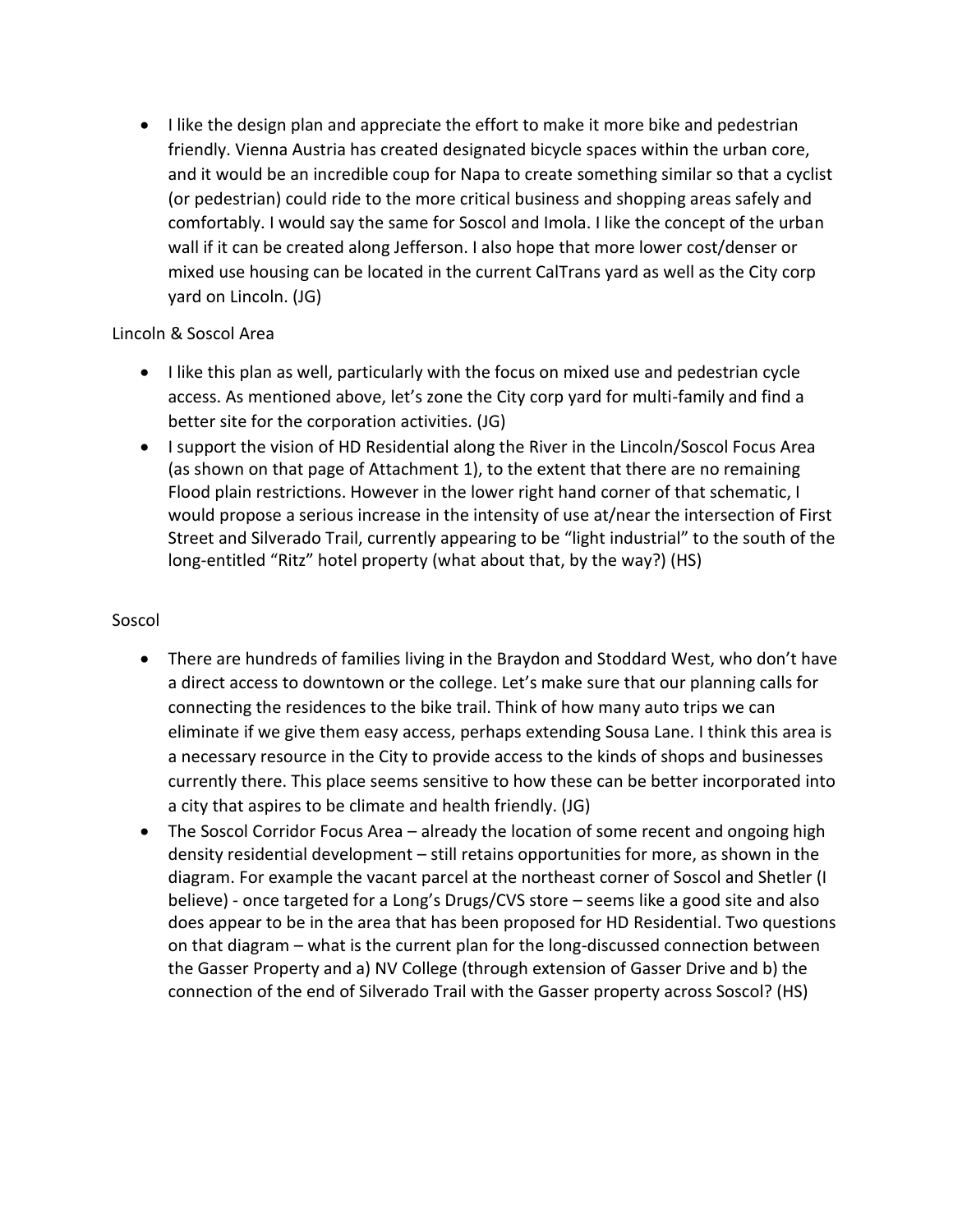- I like the design plan and appreciate the effort to make it more bike and pedestrian friendly. Vienna Austria has created designated bicycle spaces within the urban core, and it would be an incredible coup for Napa to create something similar so that a cyclist (or pedestrian) could ride to the more critical business and shopping areas safely and comfortably. I would say the same for Soscol and Imola. I like the concept of the urban wall if it can be created along Jefferson. I also hope that more lower cost/denser or mixed use housing can be located in the current CalTrans yard as well as the City corp yard on Lincoln. (JG)

Lincoln & Soscol Area

- I like this plan as well, particularly with the focus on mixed use and pedestrian cycle access. As mentioned above, let's zone the City corp yard for multi-family and find a better site for the corporation activities. (JG)
- I support the vision of HD Residential along the River in the Lincoln/Soscol Focus Area (as shown on that page of Attachment 1), to the extent that there are no remaining Flood plain restrictions. However in the lower right hand corner of that schematic, I would propose a serious increase in the intensity of use at/near the intersection of First Street and Silverado Trail, currently appearing to be "light industrial" to the south of the long-entitled "Ritz" hotel property (what about that, by the way?) (HS)

Soscol

- There are hundreds of families living in the Braydon and Stoddard West, who don't have a direct access to downtown or the college. Let's make sure that our planning calls for connecting the residences to the bike trail. Think of how many auto trips we can eliminate if we give them easy access, perhaps extending Sousa Lane. I think this area is a necessary resource in the City to provide access to the kinds of shops and businesses currently there. This place seems sensitive to how these can be better incorporated into a city that aspires to be climate and health friendly. (JG)
- The Soscol Corridor Focus Area – already the location of some recent and ongoing high density residential development – still retains opportunities for more, as shown in the diagram. For example the vacant parcel at the northeast corner of Soscol and Shetler (I believe) - once targeted for a Long's Drugs/CVS store – seems like a good site and also does appear to be in the area that has been proposed for HD Residential. Two questions on that diagram – what is the current plan for the long-discussed connection between the Gasser Property and a) NV College (through extension of Gasser Drive and b) the connection of the end of Silverado Trail with the Gasser property across Soscol? (HS)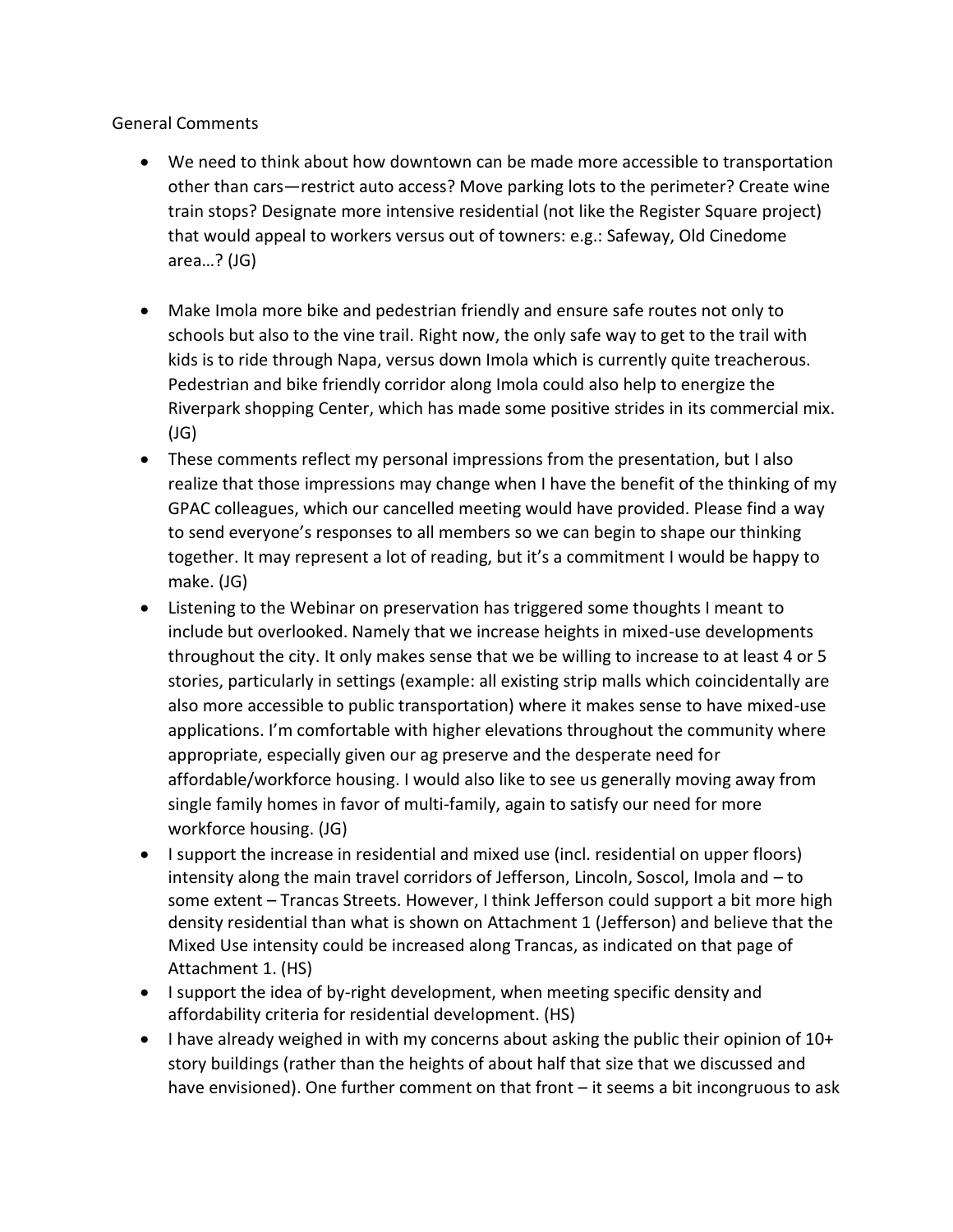General Comments

- We need to think about how downtown can be made more accessible to transportation other than cars—restrict auto access? Move parking lots to the perimeter? Create wine train stops? Designate more intensive residential (not like the Register Square project) that would appeal to workers versus out of towners: e.g.: Safeway, Old Cinedome area…? (JG)
- Make Imola more bike and pedestrian friendly and ensure safe routes not only to schools but also to the vine trail. Right now, the only safe way to get to the trail with kids is to ride through Napa, versus down Imola which is currently quite treacherous. Pedestrian and bike friendly corridor along Imola could also help to energize the Riverpark shopping Center, which has made some positive strides in its commercial mix. (JG)
- These comments reflect my personal impressions from the presentation, but I also realize that those impressions may change when I have the benefit of the thinking of my GPAC colleagues, which our cancelled meeting would have provided. Please find a way to send everyone's responses to all members so we can begin to shape our thinking together. It may represent a lot of reading, but it's a commitment I would be happy to make. (JG)
- Listening to the Webinar on preservation has triggered some thoughts I meant to include but overlooked. Namely that we increase heights in mixed-use developments throughout the city. It only makes sense that we be willing to increase to at least 4 or 5 stories, particularly in settings (example: all existing strip malls which coincidentally are also more accessible to public transportation) where it makes sense to have mixed-use applications. I'm comfortable with higher elevations throughout the community where appropriate, especially given our ag preserve and the desperate need for affordable/workforce housing. I would also like to see us generally moving away from single family homes in favor of multi-family, again to satisfy our need for more workforce housing. (JG)
- I support the increase in residential and mixed use (incl. residential on upper floors) intensity along the main travel corridors of Jefferson, Lincoln, Soscol, Imola and – to some extent – Trancas Streets. However, I think Jefferson could support a bit more high density residential than what is shown on Attachment 1 (Jefferson) and believe that the Mixed Use intensity could be increased along Trancas, as indicated on that page of Attachment 1. (HS)
- I support the idea of by-right development, when meeting specific density and affordability criteria for residential development. (HS)
- I have already weighed in with my concerns about asking the public their opinion of 10+ story buildings (rather than the heights of about half that size that we discussed and have envisioned). One further comment on that front – it seems a bit incongruous to ask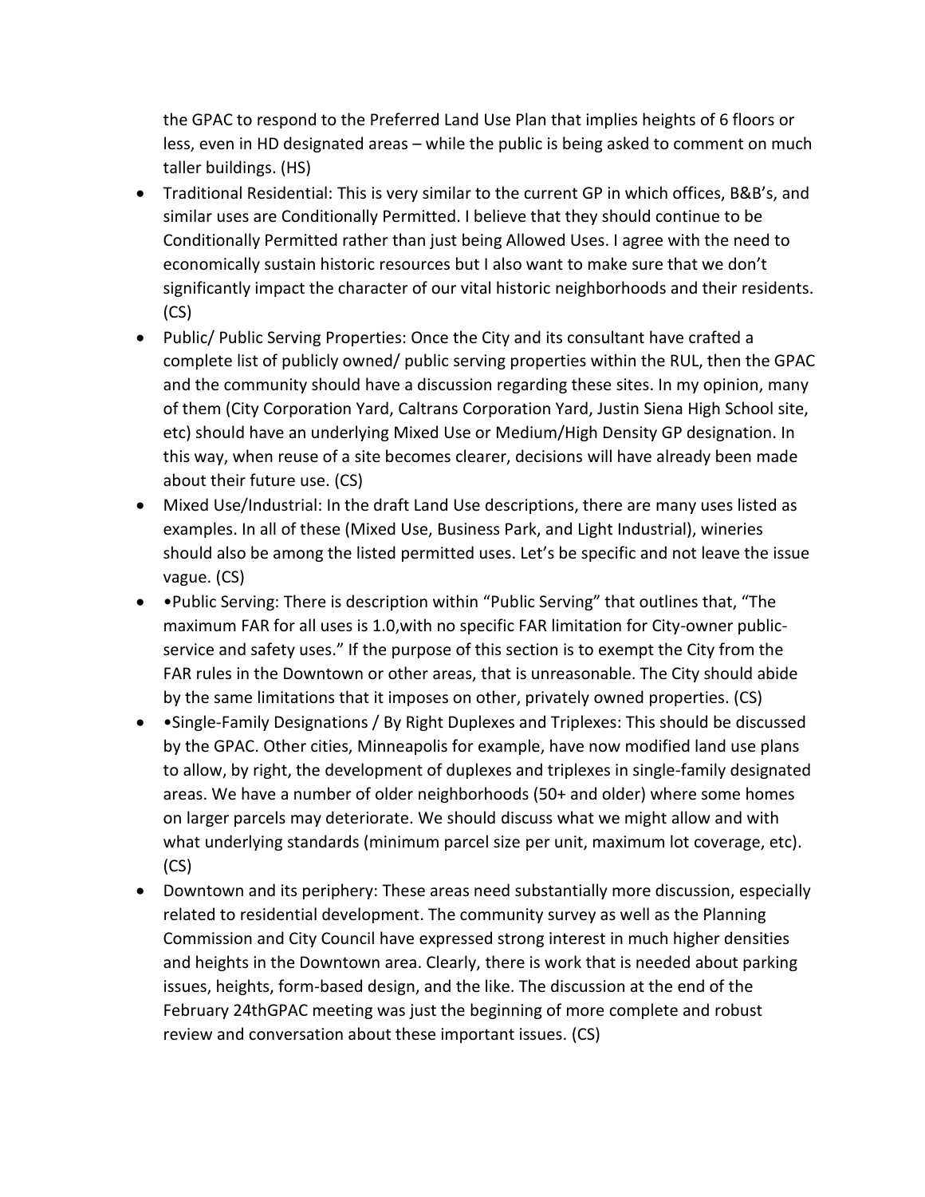the GPAC to respond to the Preferred Land Use Plan that implies heights of 6 floors or less, even in HD designated areas – while the public is being asked to comment on much taller buildings. (HS)

- Traditional Residential: This is very similar to the current GP in which offices, B&B's, and similar uses are Conditionally Permitted. I believe that they should continue to be Conditionally Permitted rather than just being Allowed Uses. I agree with the need to economically sustain historic resources but I also want to make sure that we don't significantly impact the character of our vital historic neighborhoods and their residents. (CS)
- Public/ Public Serving Properties: Once the City and its consultant have crafted a complete list of publicly owned/ public serving properties within the RUL, then the GPAC and the community should have a discussion regarding these sites. In my opinion, many of them (City Corporation Yard, Caltrans Corporation Yard, Justin Siena High School site, etc) should have an underlying Mixed Use or Medium/High Density GP designation. In this way, when reuse of a site becomes clearer, decisions will have already been made about their future use. (CS)
- Mixed Use/Industrial: In the draft Land Use descriptions, there are many uses listed as examples. In all of these (Mixed Use, Business Park, and Light Industrial), wineries should also be among the listed permitted uses. Let's be specific and not leave the issue vague. (CS)
- •Public Serving: There is description within "Public Serving" that outlines that, "The maximum FAR for all uses is 1.0,with no specific FAR limitation for City-owner public-service and safety uses." If the purpose of this section is to exempt the City from the FAR rules in the Downtown or other areas, that is unreasonable. The City should abide by the same limitations that it imposes on other, privately owned properties. (CS)
- •Single-Family Designations / By Right Duplexes and Triplexes: This should be discussed by the GPAC. Other cities, Minneapolis for example, have now modified land use plans to allow, by right, the development of duplexes and triplexes in single-family designated areas. We have a number of older neighborhoods (50+ and older) where some homes on larger parcels may deteriorate. We should discuss what we might allow and with what underlying standards (minimum parcel size per unit, maximum lot coverage, etc). (CS)
- Downtown and its periphery: These areas need substantially more discussion, especially related to residential development. The community survey as well as the Planning Commission and City Council have expressed strong interest in much higher densities and heights in the Downtown area. Clearly, there is work that is needed about parking issues, heights, form-based design, and the like. The discussion at the end of the February 24thGPAC meeting was just the beginning of more complete and robust review and conversation about these important issues. (CS)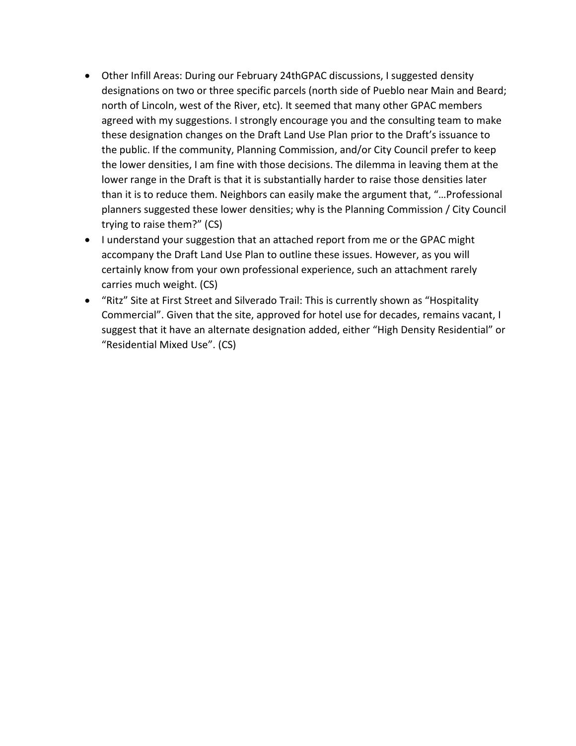- Other Infill Areas: During our February 24thGPAC discussions, I suggested density designations on two or three specific parcels (north side of Pueblo near Main and Beard; north of Lincoln, west of the River, etc). It seemed that many other GPAC members agreed with my suggestions. I strongly encourage you and the consulting team to make these designation changes on the Draft Land Use Plan prior to the Draft's issuance to the public. If the community, Planning Commission, and/or City Council prefer to keep the lower densities, I am fine with those decisions. The dilemma in leaving them at the lower range in the Draft is that it is substantially harder to raise those densities later than it is to reduce them. Neighbors can easily make the argument that, "…Professional planners suggested these lower densities; why is the Planning Commission / City Council trying to raise them?" (CS)
- I understand your suggestion that an attached report from me or the GPAC might accompany the Draft Land Use Plan to outline these issues. However, as you will certainly know from your own professional experience, such an attachment rarely carries much weight. (CS)
- "Ritz" Site at First Street and Silverado Trail: This is currently shown as "Hospitality Commercial". Given that the site, approved for hotel use for decades, remains vacant, I suggest that it have an alternate designation added, either "High Density Residential" or "Residential Mixed Use". (CS)